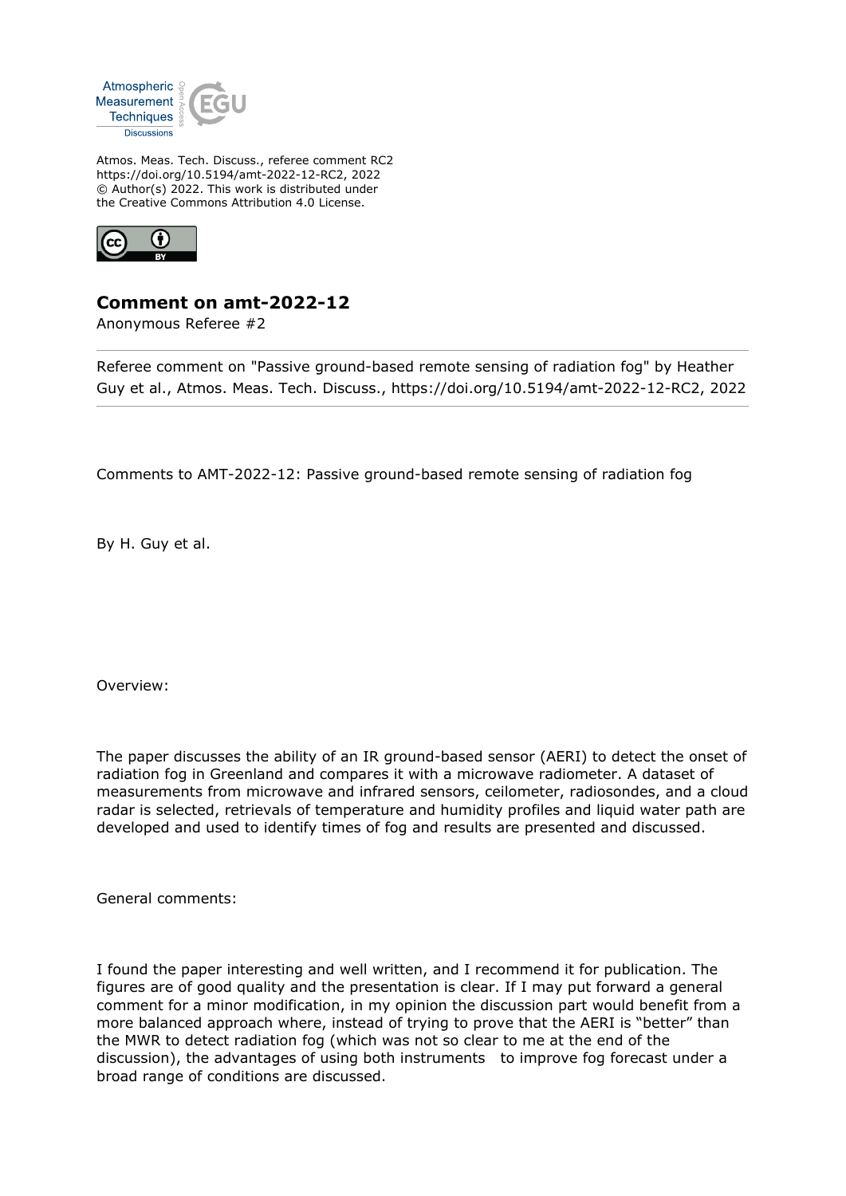Atmos. Meas. Tech. Discuss., referee comment RC2
https://doi.org/10.5194/amt-2022-12-RC2, 2022
© Author(s) 2022. This work is distributed under
the Creative Commons Attribution 4.0 License.

# Comment on amt-2022-12

Anonymous Referee #2

---

Referee comment on "Passive ground-based remote sensing of radiation fog" by Heather Guy et al., Atmos. Meas. Tech. Discuss., https://doi.org/10.5194/amt-2022-12-RC2, 2022

---

Comments to AMT-2022-12: Passive ground-based remote sensing of radiation fog

By H. Guy et al.

Overview:

The paper discusses the ability of an IR ground-based sensor (AERI) to detect the onset of radiation fog in Greenland and compares it with a microwave radiometer. A dataset of measurements from microwave and infrared sensors, ceilometer, radiosondes, and a cloud radar is selected, retrievals of temperature and humidity profiles and liquid water path are developed and used to identify times of fog and results are presented and discussed.

General comments:

I found the paper interesting and well written, and I recommend it for publication. The figures are of good quality and the presentation is clear. If I may put forward a general comment for a minor modification, in my opinion the discussion part would benefit from a more balanced approach where, instead of trying to prove that the AERI is "better" than the MWR to detect radiation fog (which was not so clear to me at the end of the discussion), the advantages of using both instruments to improve fog forecast under a broad range of conditions are discussed.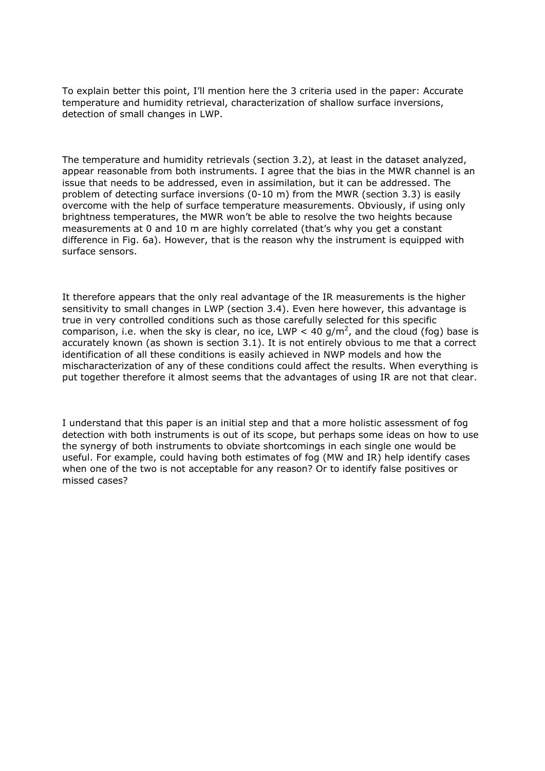To explain better this point, I'll mention here the 3 criteria used in the paper: Accurate temperature and humidity retrieval, characterization of shallow surface inversions, detection of small changes in LWP.

The temperature and humidity retrievals (section 3.2), at least in the dataset analyzed, appear reasonable from both instruments. I agree that the bias in the MWR channel is an issue that needs to be addressed, even in assimilation, but it can be addressed. The problem of detecting surface inversions (0-10 m) from the MWR (section 3.3) is easily overcome with the help of surface temperature measurements. Obviously, if using only brightness temperatures, the MWR won't be able to resolve the two heights because measurements at 0 and 10 m are highly correlated (that's why you get a constant difference in Fig. 6a). However, that is the reason why the instrument is equipped with surface sensors.

It therefore appears that the only real advantage of the IR measurements is the higher sensitivity to small changes in LWP (section 3.4). Even here however, this advantage is true in very controlled conditions such as those carefully selected for this specific comparison, i.e. when the sky is clear, no ice, LWP < 40 g/m$^2$, and the cloud (fog) base is accurately known (as shown is section 3.1). It is not entirely obvious to me that a correct identification of all these conditions is easily achieved in NWP models and how the mischaracterization of any of these conditions could affect the results. When everything is put together therefore it almost seems that the advantages of using IR are not that clear.

I understand that this paper is an initial step and that a more holistic assessment of fog detection with both instruments is out of its scope, but perhaps some ideas on how to use the synergy of both instruments to obviate shortcomings in each single one would be useful. For example, could having both estimates of fog (MW and IR) help identify cases when one of the two is not acceptable for any reason? Or to identify false positives or missed cases?